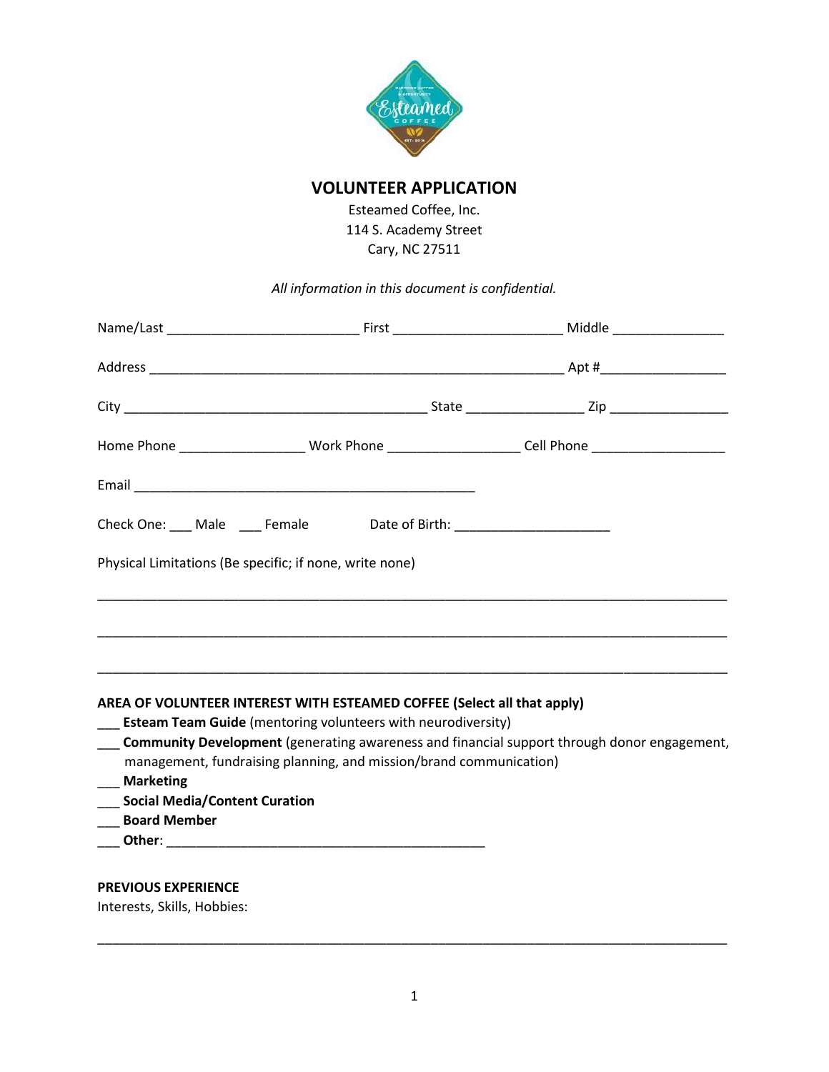# VOLUNTEER APPLICATION

Esteamed Coffee, Inc.
114 S. Academy Street
Cary, NC 27511

*All information in this document is confidential.*

Name/Last ________________________ First _____________________ Middle ______________

Address _____________________________________________________ Apt #________________

City _______________________________________ State _______________ Zip ________________

Home Phone ________________ Work Phone _________________ Cell Phone _________________

Email ____________________________________________

Check One: ___ Male ___ Female Date of Birth: ____________________

Physical Limitations (Be specific; if none, write none)

_______________________________________________________________________________

_______________________________________________________________________________

_______________________________________________________________________________

**AREA OF VOLUNTEER INTEREST WITH ESTEAMED COFFEE (Select all that apply)**

___ **Esteam Team Guide** (mentoring volunteers with neurodiversity)
___ **Community Development** (generating awareness and financial support through donor engagement, management, fundraising planning, and mission/brand communication)
___ **Marketing**
___ **Social Media/Content Curation**
___ **Board Member**
___ **Other**: ________________________________________

**PREVIOUS EXPERIENCE**

Interests, Skills, Hobbies:

_______________________________________________________________________________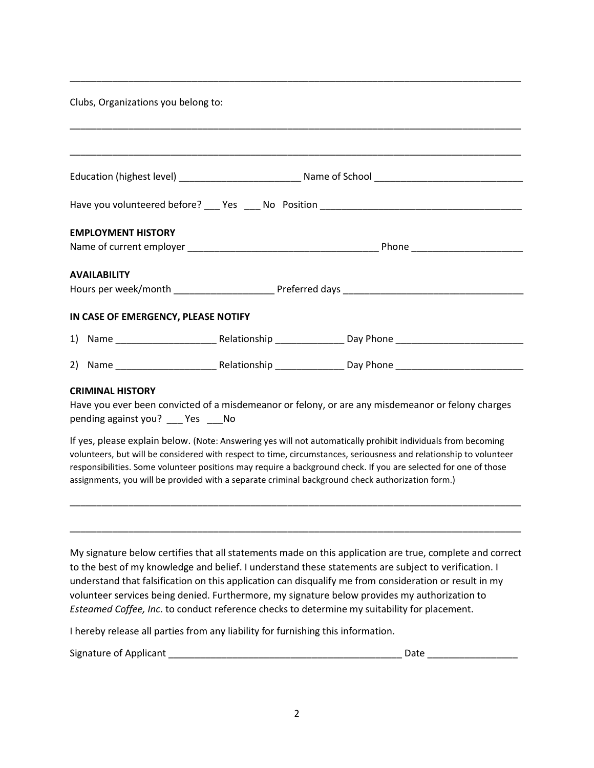\_\_\_\_\_\_\_\_\_\_\_\_\_\_\_\_\_\_\_\_\_\_\_\_\_\_\_\_\_\_\_\_\_\_\_\_\_\_\_\_\_\_\_\_\_\_\_\_\_\_\_\_\_\_\_\_\_\_\_\_\_\_\_\_\_\_\_\_\_\_\_\_\_\_\_\_\_\_\_\_\_\_\_

Clubs, Organizations you belong to:

\_\_\_\_\_\_\_\_\_\_\_\_\_\_\_\_\_\_\_\_\_\_\_\_\_\_\_\_\_\_\_\_\_\_\_\_\_\_\_\_\_\_\_\_\_\_\_\_\_\_\_\_\_\_\_\_\_\_\_\_\_\_\_\_\_\_\_\_\_\_\_\_\_\_\_\_\_\_\_\_\_\_\_

\_\_\_\_\_\_\_\_\_\_\_\_\_\_\_\_\_\_\_\_\_\_\_\_\_\_\_\_\_\_\_\_\_\_\_\_\_\_\_\_\_\_\_\_\_\_\_\_\_\_\_\_\_\_\_\_\_\_\_\_\_\_\_\_\_\_\_\_\_\_\_\_\_\_\_\_\_\_\_\_\_\_\_

Education (highest level) \_\_\_\_\_\_\_\_\_\_\_\_\_\_\_\_\_\_\_\_\_\_\_ Name of School \_\_\_\_\_\_\_\_\_\_\_\_\_\_\_\_\_\_\_\_\_\_\_\_\_\_\_\_

Have you volunteered before? \_\_\_ Yes \_\_\_ No Position \_\_\_\_\_\_\_\_\_\_\_\_\_\_\_\_\_\_\_\_\_\_\_\_\_\_\_\_\_\_\_\_\_\_\_\_\_\_

**EMPLOYMENT HISTORY**

Name of current employer \_\_\_\_\_\_\_\_\_\_\_\_\_\_\_\_\_\_\_\_\_\_\_\_\_\_\_\_\_\_\_\_\_\_\_\_ Phone \_\_\_\_\_\_\_\_\_\_\_\_\_\_\_\_\_\_\_\_\_

**AVAILABILITY**

Hours per week/month \_\_\_\_\_\_\_\_\_\_\_\_\_\_\_\_\_\_\_ Preferred days \_\_\_\_\_\_\_\_\_\_\_\_\_\_\_\_\_\_\_\_\_\_\_\_\_\_\_\_\_\_\_\_\_\_

**IN CASE OF EMERGENCY, PLEASE NOTIFY**

1) Name \_\_\_\_\_\_\_\_\_\_\_\_\_\_\_\_\_\_\_ Relationship \_\_\_\_\_\_\_\_\_\_\_\_\_ Day Phone \_\_\_\_\_\_\_\_\_\_\_\_\_\_\_\_\_\_\_\_\_\_\_\_\_

2) Name \_\_\_\_\_\_\_\_\_\_\_\_\_\_\_\_\_\_\_ Relationship \_\_\_\_\_\_\_\_\_\_\_\_\_ Day Phone \_\_\_\_\_\_\_\_\_\_\_\_\_\_\_\_\_\_\_\_\_\_\_\_\_

**CRIMINAL HISTORY**

Have you ever been convicted of a misdemeanor or felony, or are any misdemeanor or felony charges pending against you? \_\_\_ Yes \_\_\_No

If yes, please explain below. (Note: Answering yes will not automatically prohibit individuals from becoming volunteers, but will be considered with respect to time, circumstances, seriousness and relationship to volunteer responsibilities. Some volunteer positions may require a background check. If you are selected for one of those assignments, you will be provided with a separate criminal background check authorization form.)

\_\_\_\_\_\_\_\_\_\_\_\_\_\_\_\_\_\_\_\_\_\_\_\_\_\_\_\_\_\_\_\_\_\_\_\_\_\_\_\_\_\_\_\_\_\_\_\_\_\_\_\_\_\_\_\_\_\_\_\_\_\_\_\_\_\_\_\_\_\_\_\_\_\_\_\_\_\_\_\_\_\_\_

\_\_\_\_\_\_\_\_\_\_\_\_\_\_\_\_\_\_\_\_\_\_\_\_\_\_\_\_\_\_\_\_\_\_\_\_\_\_\_\_\_\_\_\_\_\_\_\_\_\_\_\_\_\_\_\_\_\_\_\_\_\_\_\_\_\_\_\_\_\_\_\_\_\_\_\_\_\_\_\_\_\_\_

My signature below certifies that all statements made on this application are true, complete and correct to the best of my knowledge and belief. I understand these statements are subject to verification. I understand that falsification on this application can disqualify me from consideration or result in my volunteer services being denied. Furthermore, my signature below provides my authorization to *Esteamed Coffee, Inc*. to conduct reference checks to determine my suitability for placement.

I hereby release all parties from any liability for furnishing this information.

Signature of Applicant \_\_\_\_\_\_\_\_\_\_\_\_\_\_\_\_\_\_\_\_\_\_\_\_\_\_\_\_\_\_\_\_\_\_\_\_\_\_\_\_\_\_\_\_\_ Date \_\_\_\_\_\_\_\_\_\_\_\_\_\_\_\_\_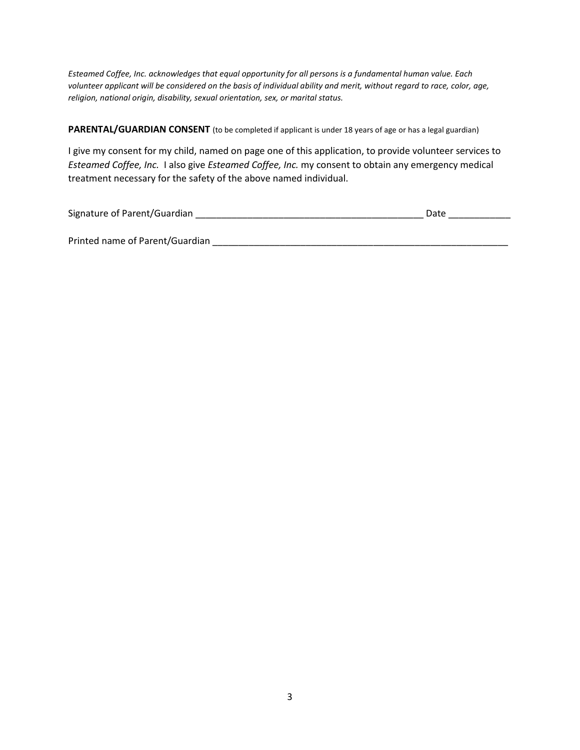*Esteamed Coffee, Inc. acknowledges that equal opportunity for all persons is a fundamental human value. Each volunteer applicant will be considered on the basis of individual ability and merit, without regard to race, color, age, religion, national origin, disability, sexual orientation, sex, or marital status.*

**PARENTAL/GUARDIAN CONSENT** (to be completed if applicant is under 18 years of age or has a legal guardian)

I give my consent for my child, named on page one of this application, to provide volunteer services to *Esteamed Coffee, Inc.* I also give *Esteamed Coffee, Inc.* my consent to obtain any emergency medical treatment necessary for the safety of the above named individual.

Signature of Parent/Guardian ____________________________________________ Date ____________

Printed name of Parent/Guardian __________________________________________________________